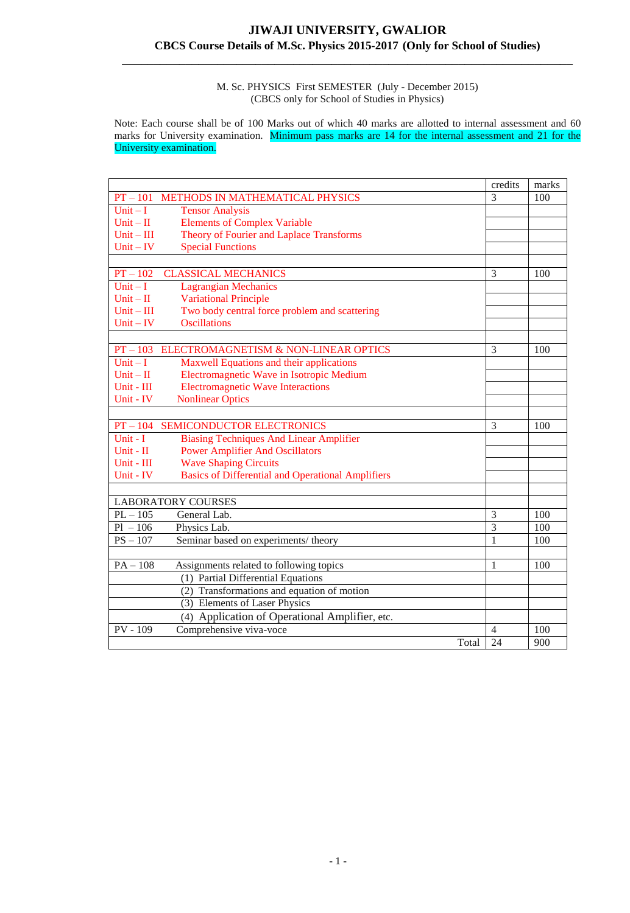# JIWAJI UNIVERSITY, GWALIOR

## CBCS Course Details of M.Sc. Physics 2015-2017 (Only for School of Studies)

M. Sc. PHYSICS First SEMESTER (July - December 2015)
(CBCS only for School of Studies in Physics)

Note: Each course shall be of 100 Marks out of which 40 marks are allotted to internal assessment and 60 marks for University examination. Minimum pass marks are 14 for the internal assessment and 21 for the University examination.

| | credits | marks |
|---|---|---|
| PT – 101 METHODS IN MATHEMATICAL PHYSICS | 3 | 100 |
| Unit – I Tensor Analysis | | |
| Unit – II Elements of Complex Variable | | |
| Unit – III Theory of Fourier and Laplace Transforms | | |
| Unit – IV Special Functions | | |
| | | |
| PT – 102 CLASSICAL MECHANICS | 3 | 100 |
| Unit – I Lagrangian Mechanics | | |
| Unit – II Variational Principle | | |
| Unit – III Two body central force problem and scattering | | |
| Unit – IV Oscillations | | |
| | | |
| PT – 103 ELECTROMAGNETISM & NON-LINEAR OPTICS | 3 | 100 |
| Unit – I Maxwell Equations and their applications | | |
| Unit – II Electromagnetic Wave in Isotropic Medium | | |
| Unit - III Electromagnetic Wave Interactions | | |
| Unit - IV Nonlinear Optics | | |
| | | |
| PT – 104 SEMICONDUCTOR ELECTRONICS | 3 | 100 |
| Unit - I Biasing Techniques And Linear Amplifier | | |
| Unit - II Power Amplifier And Oscillators | | |
| Unit - III Wave Shaping Circuits | | |
| Unit - IV Basics of Differential and Operational Amplifiers | | |
| | | |
| LABORATORY COURSES | | |
| PL – 105 General Lab. | 3 | 100 |
| Pl – 106 Physics Lab. | 3 | 100 |
| PS – 107 Seminar based on experiments/ theory | 1 | 100 |
| | | |
| PA – 108 Assignments related to following topics | 1 | 100 |
| (1) Partial Differential Equations | | |
| (2) Transformations and equation of motion | | |
| (3) Elements of Laser Physics | | |
| (4) Application of Operational Amplifier, etc. | | |
| PV - 109 Comprehensive viva-voce | 4 | 100 |
| Total | 24 | 900 |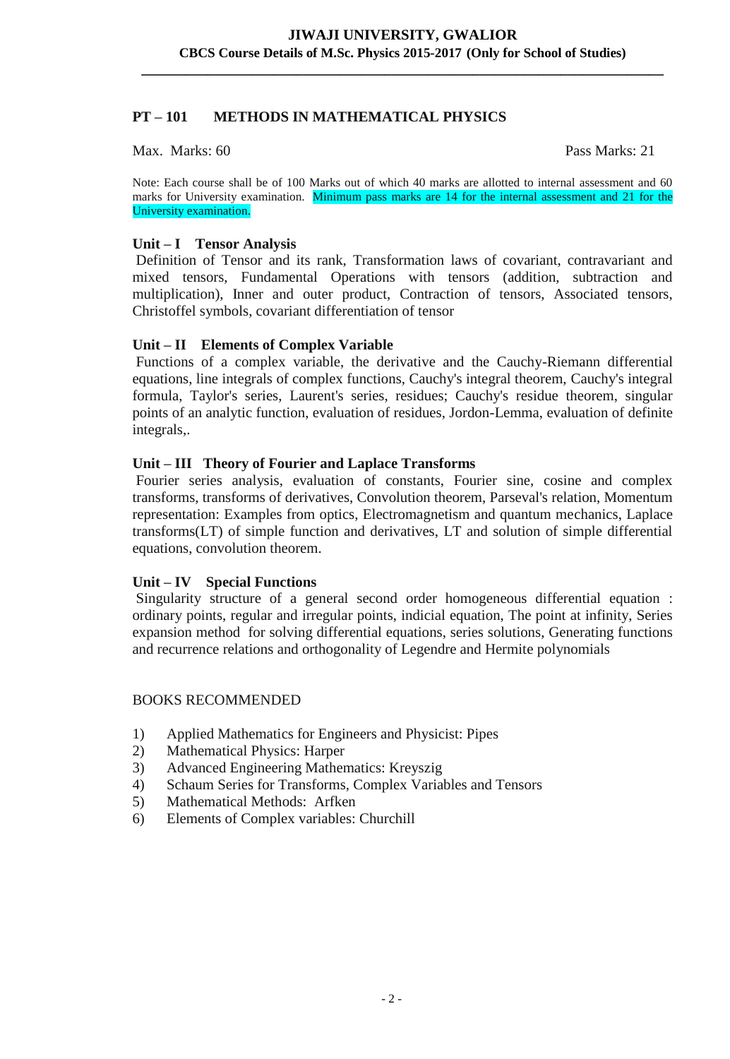## PT – 101 METHODS IN MATHEMATICAL PHYSICS

Max. Marks: 60 Pass Marks: 21

Note: Each course shall be of 100 Marks out of which 40 marks are allotted to internal assessment and 60 marks for University examination. Minimum pass marks are 14 for the internal assessment and 21 for the University examination.

### Unit – I Tensor Analysis

Definition of Tensor and its rank, Transformation laws of covariant, contravariant and mixed tensors, Fundamental Operations with tensors (addition, subtraction and multiplication), Inner and outer product, Contraction of tensors, Associated tensors, Christoffel symbols, covariant differentiation of tensor

### Unit – II Elements of Complex Variable

Functions of a complex variable, the derivative and the Cauchy-Riemann differential equations, line integrals of complex functions, Cauchy's integral theorem, Cauchy's integral formula, Taylor's series, Laurent's series, residues; Cauchy's residue theorem, singular points of an analytic function, evaluation of residues, Jordon-Lemma, evaluation of definite integrals,.

### Unit – III Theory of Fourier and Laplace Transforms

Fourier series analysis, evaluation of constants, Fourier sine, cosine and complex transforms, transforms of derivatives, Convolution theorem, Parseval's relation, Momentum representation: Examples from optics, Electromagnetism and quantum mechanics, Laplace transforms(LT) of simple function and derivatives, LT and solution of simple differential equations, convolution theorem.

### Unit – IV Special Functions

Singularity structure of a general second order homogeneous differential equation : ordinary points, regular and irregular points, indicial equation, The point at infinity, Series expansion method for solving differential equations, series solutions, Generating functions and recurrence relations and orthogonality of Legendre and Hermite polynomials

BOOKS RECOMMENDED

1) Applied Mathematics for Engineers and Physicist: Pipes
2) Mathematical Physics: Harper
3) Advanced Engineering Mathematics: Kreyszig
4) Schaum Series for Transforms, Complex Variables and Tensors
5) Mathematical Methods: Arfken
6) Elements of Complex variables: Churchill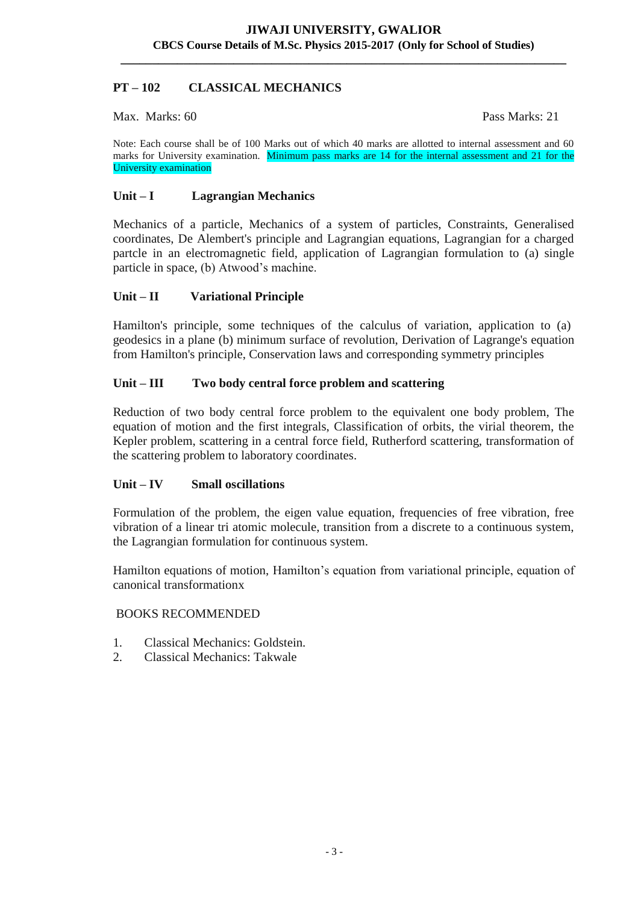## PT – 102 CLASSICAL MECHANICS

Max. Marks: 60 Pass Marks: 21

Note: Each course shall be of 100 Marks out of which 40 marks are allotted to internal assessment and 60 marks for University examination. Minimum pass marks are 14 for the internal assessment and 21 for the University examination

### Unit – I Lagrangian Mechanics

Mechanics of a particle, Mechanics of a system of particles, Constraints, Generalised coordinates, De Alembert's principle and Lagrangian equations, Lagrangian for a charged partcle in an electromagnetic field, application of Lagrangian formulation to (a) single particle in space, (b) Atwood's machine.

### Unit – II Variational Principle

Hamilton's principle, some techniques of the calculus of variation, application to (a) geodesics in a plane (b) minimum surface of revolution, Derivation of Lagrange's equation from Hamilton's principle, Conservation laws and corresponding symmetry principles

### Unit – III Two body central force problem and scattering

Reduction of two body central force problem to the equivalent one body problem, The equation of motion and the first integrals, Classification of orbits, the virial theorem, the Kepler problem, scattering in a central force field, Rutherford scattering, transformation of the scattering problem to laboratory coordinates.

### Unit – IV Small oscillations

Formulation of the problem, the eigen value equation, frequencies of free vibration, free vibration of a linear tri atomic molecule, transition from a discrete to a continuous system, the Lagrangian formulation for continuous system.

Hamilton equations of motion, Hamilton's equation from variational principle, equation of canonical transformationx

BOOKS RECOMMENDED

1. Classical Mechanics: Goldstein.
2. Classical Mechanics: Takwale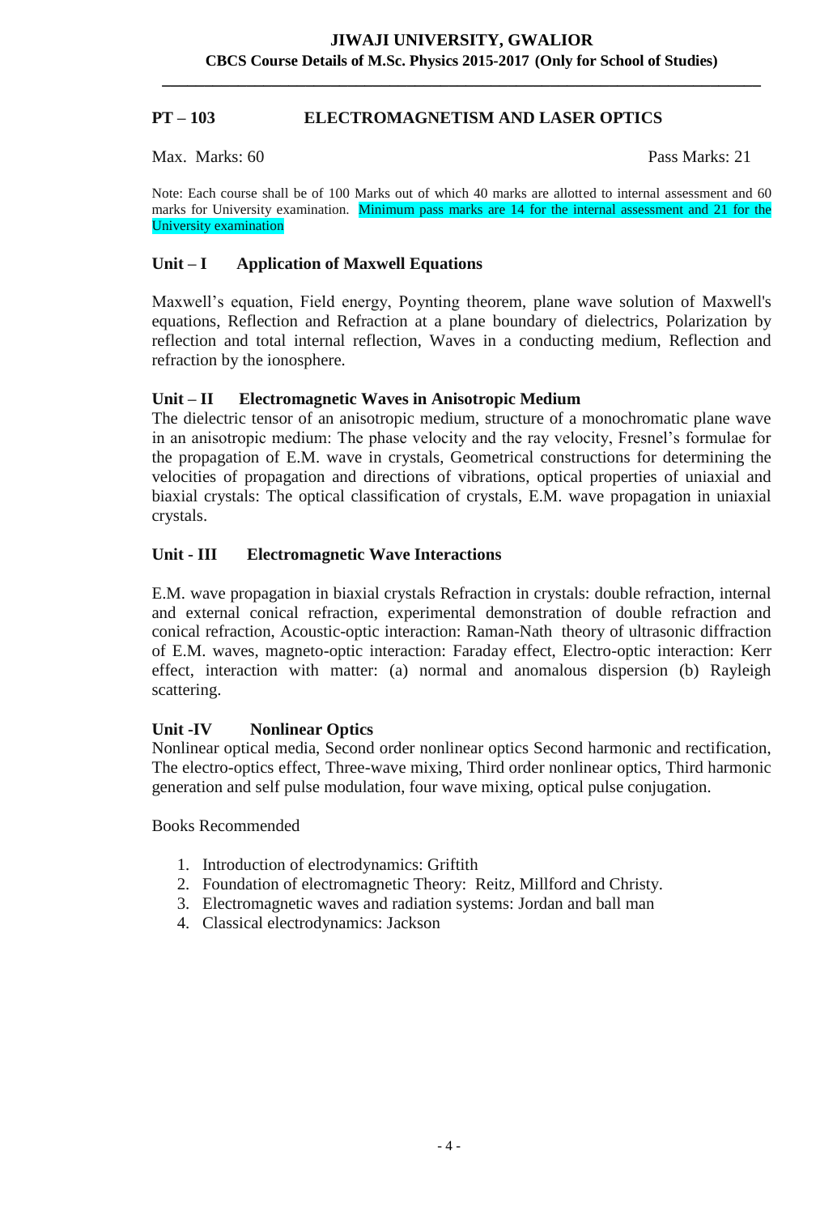## PT – 103 ELECTROMAGNETISM AND LASER OPTICS

Max. Marks: 60 Pass Marks: 21

Note: Each course shall be of 100 Marks out of which 40 marks are allotted to internal assessment and 60 marks for University examination. Minimum pass marks are 14 for the internal assessment and 21 for the University examination

### Unit – I Application of Maxwell Equations

Maxwell's equation, Field energy, Poynting theorem, plane wave solution of Maxwell's equations, Reflection and Refraction at a plane boundary of dielectrics, Polarization by reflection and total internal reflection, Waves in a conducting medium, Reflection and refraction by the ionosphere.

### Unit – II Electromagnetic Waves in Anisotropic Medium

The dielectric tensor of an anisotropic medium, structure of a monochromatic plane wave in an anisotropic medium: The phase velocity and the ray velocity, Fresnel's formulae for the propagation of E.M. wave in crystals, Geometrical constructions for determining the velocities of propagation and directions of vibrations, optical properties of uniaxial and biaxial crystals: The optical classification of crystals, E.M. wave propagation in uniaxial crystals.

### Unit - III Electromagnetic Wave Interactions

E.M. wave propagation in biaxial crystals Refraction in crystals: double refraction, internal and external conical refraction, experimental demonstration of double refraction and conical refraction, Acoustic-optic interaction: Raman-Nath theory of ultrasonic diffraction of E.M. waves, magneto-optic interaction: Faraday effect, Electro-optic interaction: Kerr effect, interaction with matter: (a) normal and anomalous dispersion (b) Rayleigh scattering.

### Unit -IV Nonlinear Optics

Nonlinear optical media, Second order nonlinear optics Second harmonic and rectification, The electro-optics effect, Three-wave mixing, Third order nonlinear optics, Third harmonic generation and self pulse modulation, four wave mixing, optical pulse conjugation.

Books Recommended

1. Introduction of electrodynamics: Griftith
2. Foundation of electromagnetic Theory: Reitz, Millford and Christy.
3. Electromagnetic waves and radiation systems: Jordan and ball man
4. Classical electrodynamics: Jackson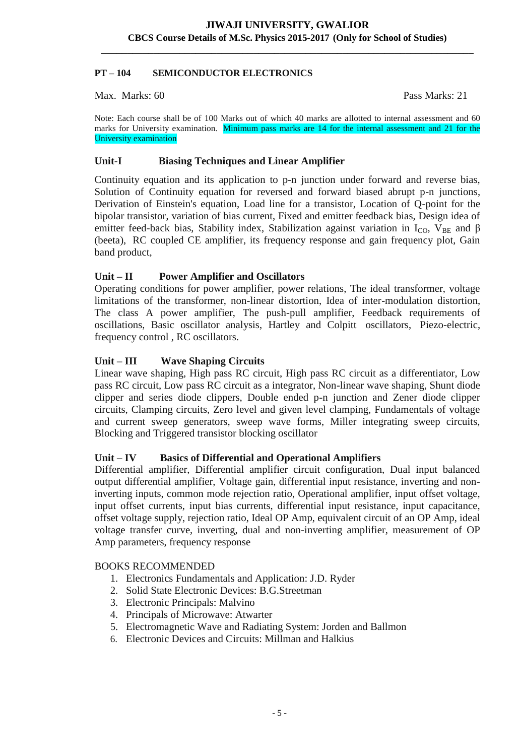**PT – 104 SEMICONDUCTOR ELECTRONICS**

Max. Marks: 60 Pass Marks: 21

Note: Each course shall be of 100 Marks out of which 40 marks are allotted to internal assessment and 60 marks for University examination. Minimum pass marks are 14 for the internal assessment and 21 for the University examination

## Unit-I Biasing Techniques and Linear Amplifier

Continuity equation and its application to p-n junction under forward and reverse bias, Solution of Continuity equation for reversed and forward biased abrupt p-n junctions, Derivation of Einstein's equation, Load line for a transistor, Location of Q-point for the bipolar transistor, variation of bias current, Fixed and emitter feedback bias, Design idea of emitter feed-back bias, Stability index, Stabilization against variation in $I_{CO}$, $V_{BE}$ and $\beta$ (beeta), RC coupled CE amplifier, its frequency response and gain frequency plot, Gain band product,

## Unit – II Power Amplifier and Oscillators

Operating conditions for power amplifier, power relations, The ideal transformer, voltage limitations of the transformer, non-linear distortion, Idea of inter-modulation distortion, The class A power amplifier, The push-pull amplifier, Feedback requirements of oscillations, Basic oscillator analysis, Hartley and Colpitt oscillators, Piezo-electric, frequency control , RC oscillators.

## Unit – III Wave Shaping Circuits

Linear wave shaping, High pass RC circuit, High pass RC circuit as a differentiator, Low pass RC circuit, Low pass RC circuit as a integrator, Non-linear wave shaping, Shunt diode clipper and series diode clippers, Double ended p-n junction and Zener diode clipper circuits, Clamping circuits, Zero level and given level clamping, Fundamentals of voltage and current sweep generators, sweep wave forms, Miller integrating sweep circuits, Blocking and Triggered transistor blocking oscillator

## Unit – IV Basics of Differential and Operational Amplifiers

Differential amplifier, Differential amplifier circuit configuration, Dual input balanced output differential amplifier, Voltage gain, differential input resistance, inverting and non-inverting inputs, common mode rejection ratio, Operational amplifier, input offset voltage, input offset currents, input bias currents, differential input resistance, input capacitance, offset voltage supply, rejection ratio, Ideal OP Amp, equivalent circuit of an OP Amp, ideal voltage transfer curve, inverting, dual and non-inverting amplifier, measurement of OP Amp parameters, frequency response

BOOKS RECOMMENDED

1. Electronics Fundamentals and Application: J.D. Ryder
2. Solid State Electronic Devices: B.G.Streetman
3. Electronic Principals: Malvino
4. Principals of Microwave: Atwarter
5. Electromagnetic Wave and Radiating System: Jorden and Ballmon
6. Electronic Devices and Circuits: Millman and Halkius